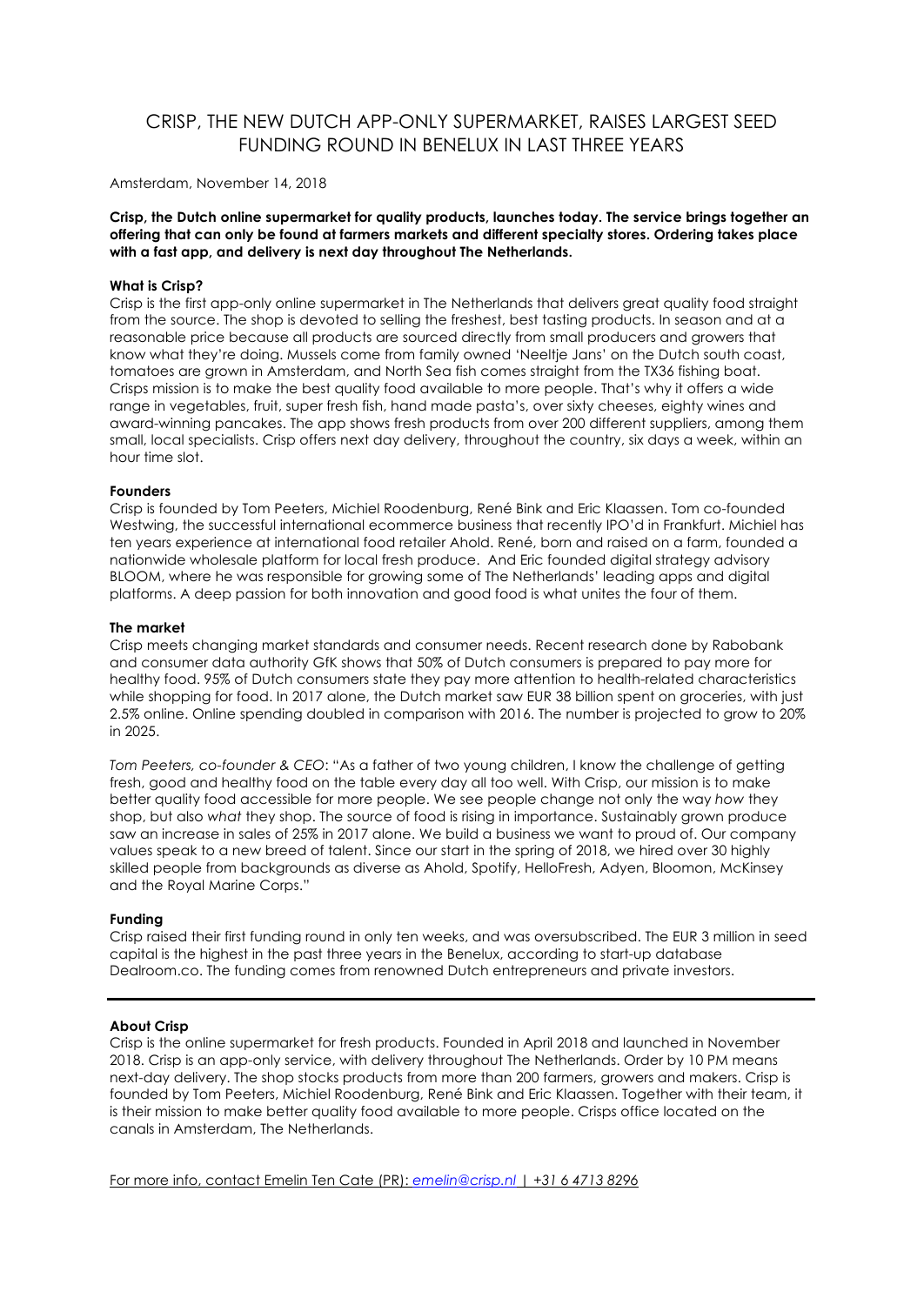# CRISP, THE NEW DUTCH APP-ONLY SUPERMARKET, RAISES LARGEST SEED FUNDING ROUND IN BENELUX IN LAST THREE YEARS

Amsterdam, November 14, 2018

**Crisp, the Dutch online supermarket for quality products, launches today. The service brings together an offering that can only be found at farmers markets and different specialty stores. Ordering takes place with a fast app, and delivery is next day throughout The Netherlands.**

**What is Crisp?**

Crisp is the first app-only online supermarket in The Netherlands that delivers great quality food straight from the source. The shop is devoted to selling the freshest, best tasting products. In season and at a reasonable price because all products are sourced directly from small producers and growers that know what they're doing. Mussels come from family owned 'Neeltje Jans' on the Dutch south coast, tomatoes are grown in Amsterdam, and North Sea fish comes straight from the TX36 fishing boat. Crisps mission is to make the best quality food available to more people. That's why it offers a wide range in vegetables, fruit, super fresh fish, hand made pasta's, over sixty cheeses, eighty wines and award-winning pancakes. The app shows fresh products from over 200 different suppliers, among them small, local specialists. Crisp offers next day delivery, throughout the country, six days a week, within an hour time slot.

**Founders**

Crisp is founded by Tom Peeters, Michiel Roodenburg, René Bink and Eric Klaassen. Tom co-founded Westwing, the successful international ecommerce business that recently IPO'd in Frankfurt. Michiel has ten years experience at international food retailer Ahold. René, born and raised on a farm, founded a nationwide wholesale platform for local fresh produce. And Eric founded digital strategy advisory BLOOM, where he was responsible for growing some of The Netherlands' leading apps and digital platforms. A deep passion for both innovation and good food is what unites the four of them.

**The market**

Crisp meets changing market standards and consumer needs. Recent research done by Rabobank and consumer data authority GfK shows that 50% of Dutch consumers is prepared to pay more for healthy food. 95% of Dutch consumers state they pay more attention to health-related characteristics while shopping for food. In 2017 alone, the Dutch market saw EUR 38 billion spent on groceries, with just 2.5% online. Online spending doubled in comparison with 2016. The number is projected to grow to 20% in 2025.

*Tom Peeters, co-founder & CEO*: "As a father of two young children, I know the challenge of getting fresh, good and healthy food on the table every day all too well. With Crisp, our mission is to make better quality food accessible for more people. We see people change not only the way *how* they shop, but also *what* they shop. The source of food is rising in importance. Sustainably grown produce saw an increase in sales of 25% in 2017 alone. We build a business we want to proud of. Our company values speak to a new breed of talent. Since our start in the spring of 2018, we hired over 30 highly skilled people from backgrounds as diverse as Ahold, Spotify, HelloFresh, Adyen, Bloomon, McKinsey and the Royal Marine Corps."

**Funding**

Crisp raised their first funding round in only ten weeks, and was oversubscribed. The EUR 3 million in seed capital is the highest in the past three years in the Benelux, according to start-up database Dealroom.co. The funding comes from renowned Dutch entrepreneurs and private investors.

---

**About Crisp**

Crisp is the online supermarket for fresh products. Founded in April 2018 and launched in November 2018. Crisp is an app-only service, with delivery throughout The Netherlands. Order by 10 PM means next-day delivery. The shop stocks products from more than 200 farmers, growers and makers. Crisp is founded by Tom Peeters, Michiel Roodenburg, René Bink and Eric Klaassen. Together with their team, it is their mission to make better quality food available to more people. Crisps office located on the canals in Amsterdam, The Netherlands.

For more info, contact Emelin Ten Cate (PR): *emelin@crisp.nl* | *+31 6 4713 8296*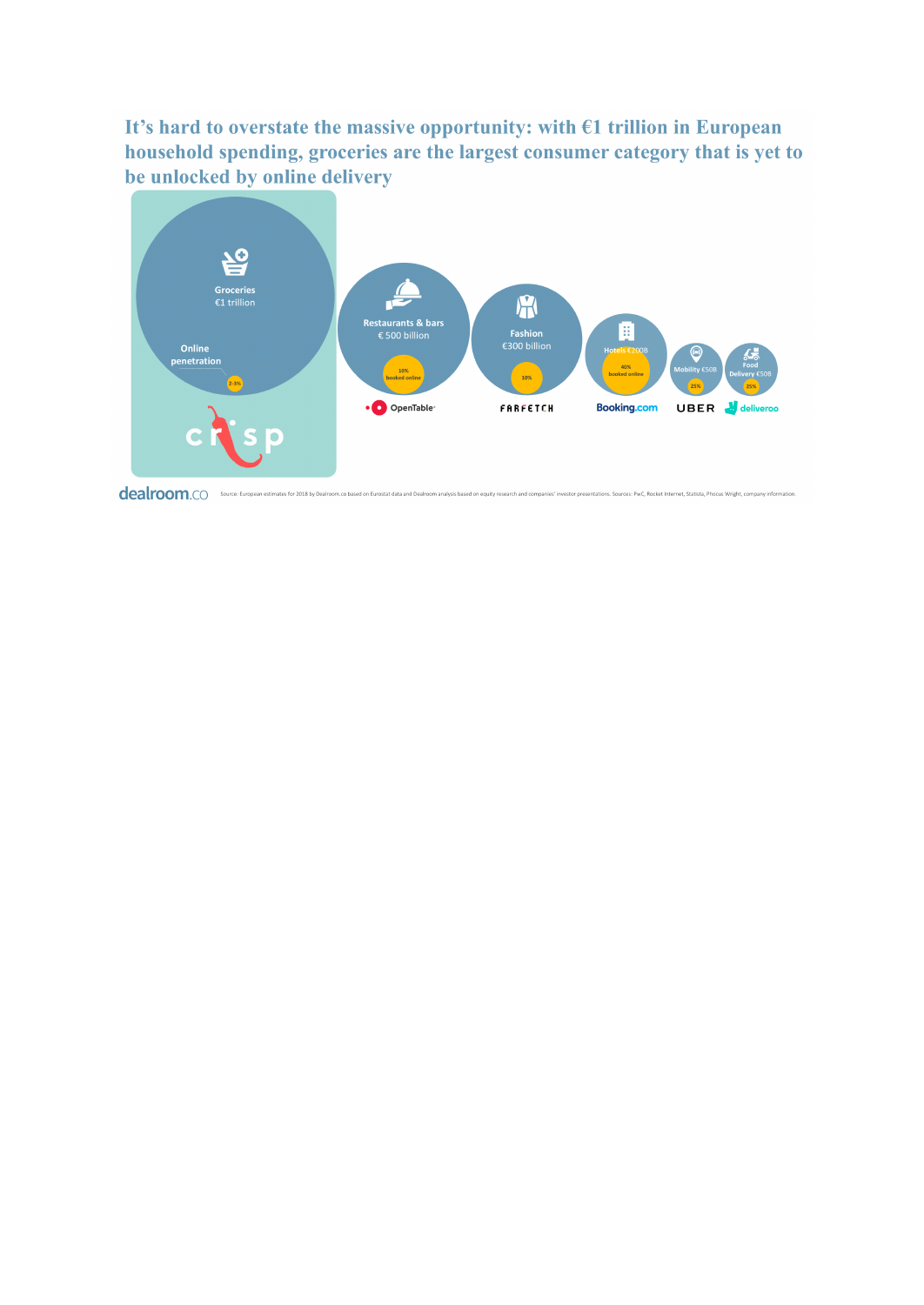# It's hard to overstate the massive opportunity: with €1 trillion in European household spending, groceries are the largest consumer category that is yet to be unlocked by online delivery

Groceries
€1 trillion
Online penetration
2-3%

crisp

Restaurants & bars
€ 500 billion
10% booked online
OpenTable

Fashion
€300 billion
10%
FARFETCH

Hotels €200B
40% booked online
Booking.com

Mobility €50B
25%
UBER

Food Delivery €50B
25%
deliveroo

dealroom.co

Source: European estimates for 2018 by Dealroom.co based on Eurostat data and Dealroom analysis based on equity research and companies' investor presentations. Sources: PwC, Rocket Internet, Statista, Phocus Wright, company information.